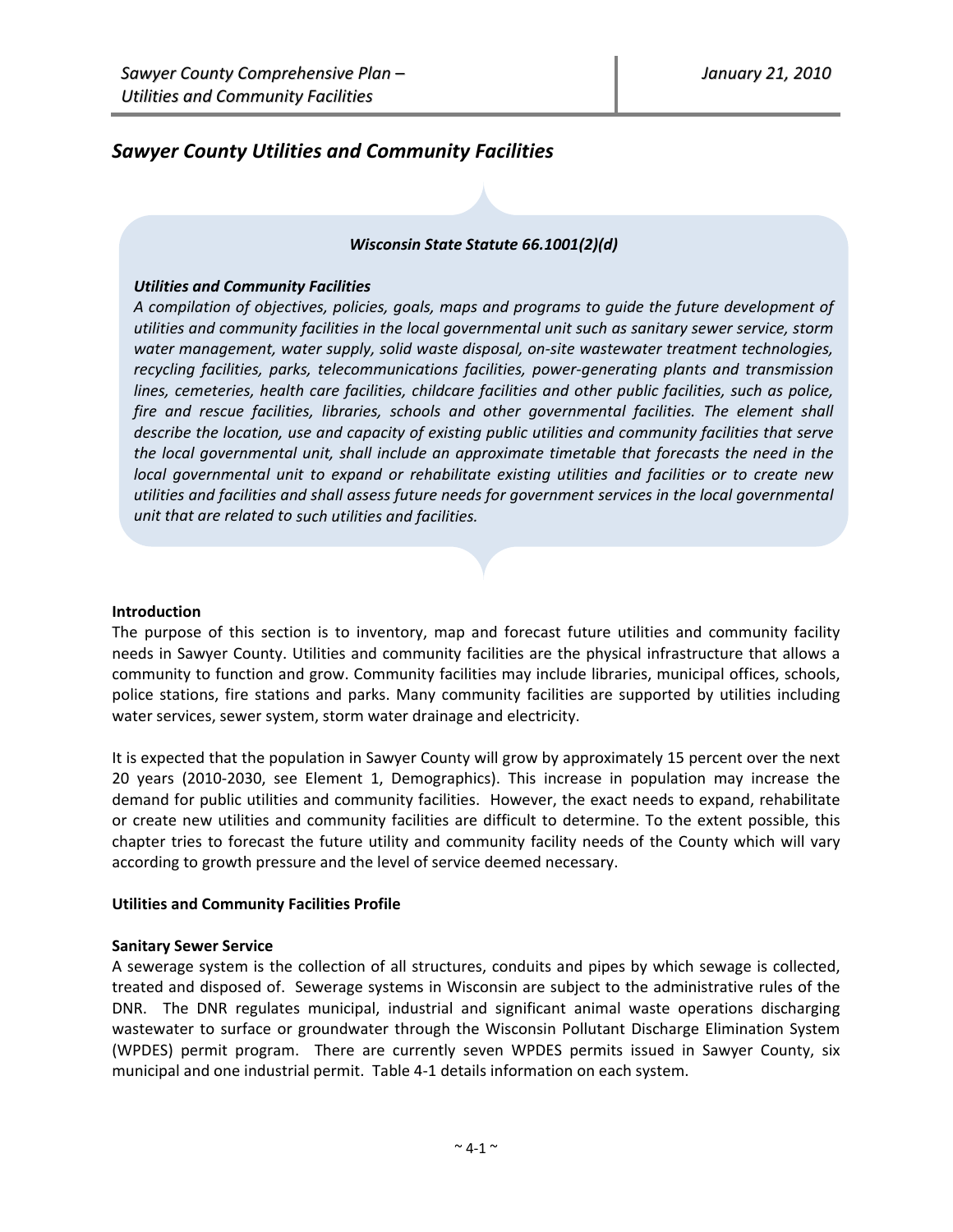# Sawyer County Utilities and Community Facilities

***Wisconsin State Statute 66.1001(2)(d)***

***Utilities and Community Facilities***

*A compilation of objectives, policies, goals, maps and programs to guide the future development of utilities and community facilities in the local governmental unit such as sanitary sewer service, storm water management, water supply, solid waste disposal, on-site wastewater treatment technologies, recycling facilities, parks, telecommunications facilities, power-generating plants and transmission lines, cemeteries, health care facilities, childcare facilities and other public facilities, such as police, fire and rescue facilities, libraries, schools and other governmental facilities. The element shall describe the location, use and capacity of existing public utilities and community facilities that serve the local governmental unit, shall include an approximate timetable that forecasts the need in the local governmental unit to expand or rehabilitate existing utilities and facilities or to create new utilities and facilities and shall assess future needs for government services in the local governmental unit that are related to such utilities and facilities.*

**Introduction**

The purpose of this section is to inventory, map and forecast future utilities and community facility needs in Sawyer County. Utilities and community facilities are the physical infrastructure that allows a community to function and grow. Community facilities may include libraries, municipal offices, schools, police stations, fire stations and parks. Many community facilities are supported by utilities including water services, sewer system, storm water drainage and electricity.

It is expected that the population in Sawyer County will grow by approximately 15 percent over the next 20 years (2010-2030, see Element 1, Demographics). This increase in population may increase the demand for public utilities and community facilities. However, the exact needs to expand, rehabilitate or create new utilities and community facilities are difficult to determine. To the extent possible, this chapter tries to forecast the future utility and community facility needs of the County which will vary according to growth pressure and the level of service deemed necessary.

**Utilities and Community Facilities Profile**

**Sanitary Sewer Service**

A sewerage system is the collection of all structures, conduits and pipes by which sewage is collected, treated and disposed of. Sewerage systems in Wisconsin are subject to the administrative rules of the DNR. The DNR regulates municipal, industrial and significant animal waste operations discharging wastewater to surface or groundwater through the Wisconsin Pollutant Discharge Elimination System (WPDES) permit program. There are currently seven WPDES permits issued in Sawyer County, six municipal and one industrial permit. Table 4-1 details information on each system.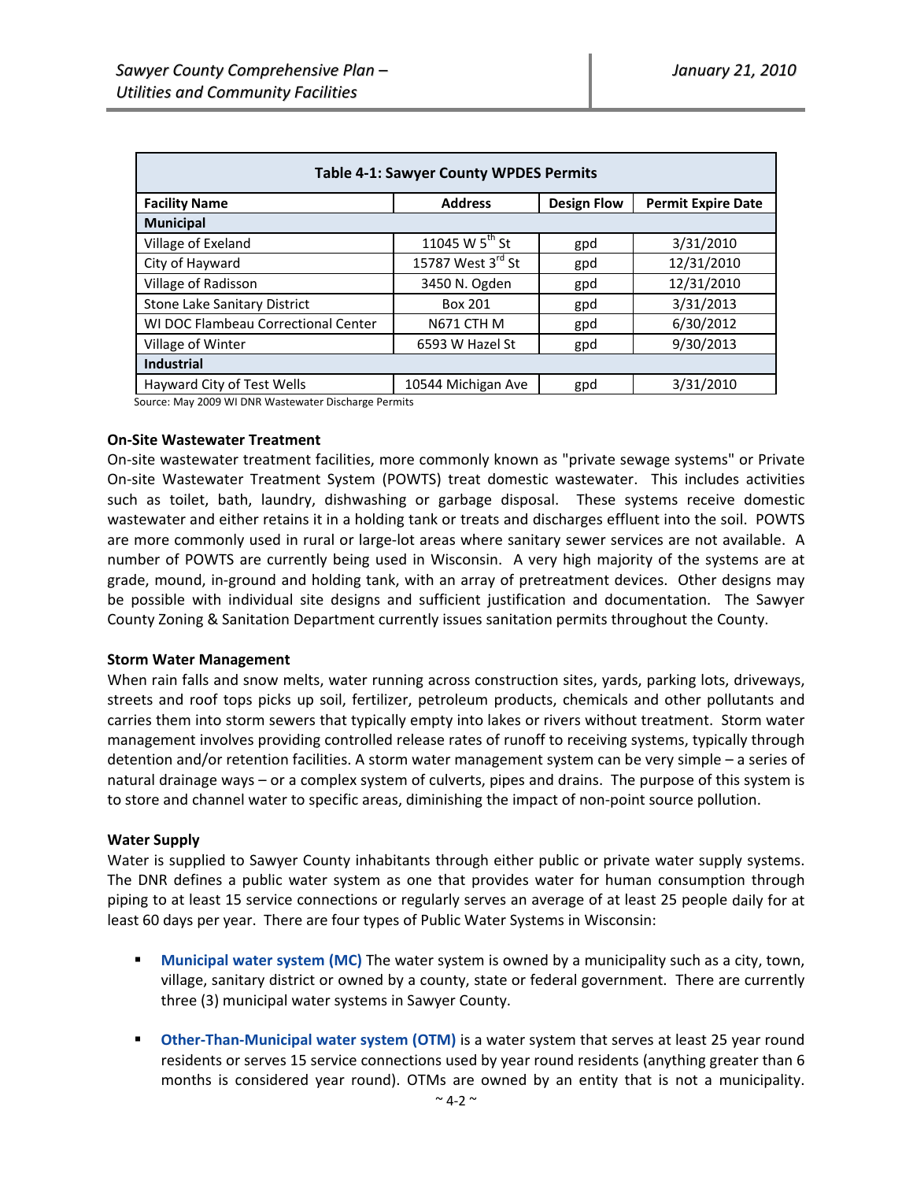| Table 4-1: Sawyer County WPDES Permits | | | |
|---|---|---|---|
| **Facility Name** | **Address** | **Design Flow** | **Permit Expire Date** |
| **Municipal** | | | |
| Village of Exeland | 11045 W 5th St | gpd | 3/31/2010 |
| City of Hayward | 15787 West 3rd St | gpd | 12/31/2010 |
| Village of Radisson | 3450 N. Ogden | gpd | 12/31/2010 |
| Stone Lake Sanitary District | Box 201 | gpd | 3/31/2013 |
| WI DOC Flambeau Correctional Center | N671 CTH M | gpd | 6/30/2012 |
| Village of Winter | 6593 W Hazel St | gpd | 9/30/2013 |
| **Industrial** | | | |
| Hayward City of Test Wells | 10544 Michigan Ave | gpd | 3/31/2010 |

Source: May 2009 WI DNR Wastewater Discharge Permits

**On-Site Wastewater Treatment**

On-site wastewater treatment facilities, more commonly known as "private sewage systems" or Private On-site Wastewater Treatment System (POWTS) treat domestic wastewater. This includes activities such as toilet, bath, laundry, dishwashing or garbage disposal. These systems receive domestic wastewater and either retains it in a holding tank or treats and discharges effluent into the soil. POWTS are more commonly used in rural or large-lot areas where sanitary sewer services are not available. A number of POWTS are currently being used in Wisconsin. A very high majority of the systems are at grade, mound, in-ground and holding tank, with an array of pretreatment devices. Other designs may be possible with individual site designs and sufficient justification and documentation. The Sawyer County Zoning & Sanitation Department currently issues sanitation permits throughout the County.

**Storm Water Management**

When rain falls and snow melts, water running across construction sites, yards, parking lots, driveways, streets and roof tops picks up soil, fertilizer, petroleum products, chemicals and other pollutants and carries them into storm sewers that typically empty into lakes or rivers without treatment. Storm water management involves providing controlled release rates of runoff to receiving systems, typically through detention and/or retention facilities. A storm water management system can be very simple – a series of natural drainage ways – or a complex system of culverts, pipes and drains. The purpose of this system is to store and channel water to specific areas, diminishing the impact of non-point source pollution.

**Water Supply**

Water is supplied to Sawyer County inhabitants through either public or private water supply systems. The DNR defines a public water system as one that provides water for human consumption through piping to at least 15 service connections or regularly serves an average of at least 25 people daily for at least 60 days per year. There are four types of Public Water Systems in Wisconsin:

- **Municipal water system (MC)** The water system is owned by a municipality such as a city, town, village, sanitary district or owned by a county, state or federal government. There are currently three (3) municipal water systems in Sawyer County.

- **Other-Than-Municipal water system (OTM)** is a water system that serves at least 25 year round residents or serves 15 service connections used by year round residents (anything greater than 6 months is considered year round). OTMs are owned by an entity that is not a municipality.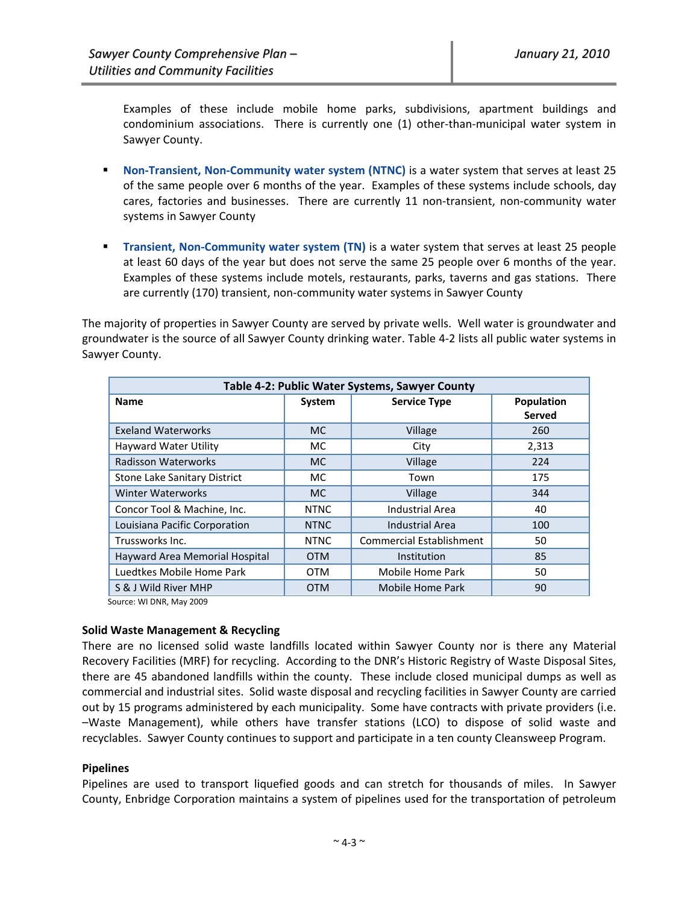Examples of these include mobile home parks, subdivisions, apartment buildings and condominium associations. There is currently one (1) other-than-municipal water system in Sawyer County.

- **Non-Transient, Non-Community water system (NTNC)** is a water system that serves at least 25 of the same people over 6 months of the year. Examples of these systems include schools, day cares, factories and businesses. There are currently 11 non-transient, non-community water systems in Sawyer County
- **Transient, Non-Community water system (TN)** is a water system that serves at least 25 people at least 60 days of the year but does not serve the same 25 people over 6 months of the year. Examples of these systems include motels, restaurants, parks, taverns and gas stations. There are currently (170) transient, non-community water systems in Sawyer County

The majority of properties in Sawyer County are served by private wells. Well water is groundwater and groundwater is the source of all Sawyer County drinking water. Table 4-2 lists all public water systems in Sawyer County.

**Table 4-2: Public Water Systems, Sawyer County**

| Name | System | Service Type | Population Served |
|---|---|---|---|
| Exeland Waterworks | MC | Village | 260 |
| Hayward Water Utility | MC | City | 2,313 |
| Radisson Waterworks | MC | Village | 224 |
| Stone Lake Sanitary District | MC | Town | 175 |
| Winter Waterworks | MC | Village | 344 |
| Concor Tool & Machine, Inc. | NTNC | Industrial Area | 40 |
| Louisiana Pacific Corporation | NTNC | Industrial Area | 100 |
| Trussworks Inc. | NTNC | Commercial Establishment | 50 |
| Hayward Area Memorial Hospital | OTM | Institution | 85 |
| Luedtkes Mobile Home Park | OTM | Mobile Home Park | 50 |
| S & J Wild River MHP | OTM | Mobile Home Park | 90 |

Source: WI DNR, May 2009

### Solid Waste Management & Recycling

There are no licensed solid waste landfills located within Sawyer County nor is there any Material Recovery Facilities (MRF) for recycling. According to the DNR's Historic Registry of Waste Disposal Sites, there are 45 abandoned landfills within the county. These include closed municipal dumps as well as commercial and industrial sites. Solid waste disposal and recycling facilities in Sawyer County are carried out by 15 programs administered by each municipality. Some have contracts with private providers (i.e. –Waste Management), while others have transfer stations (LCO) to dispose of solid waste and recyclables. Sawyer County continues to support and participate in a ten county Cleansweep Program.

### Pipelines

Pipelines are used to transport liquefied goods and can stretch for thousands of miles. In Sawyer County, Enbridge Corporation maintains a system of pipelines used for the transportation of petroleum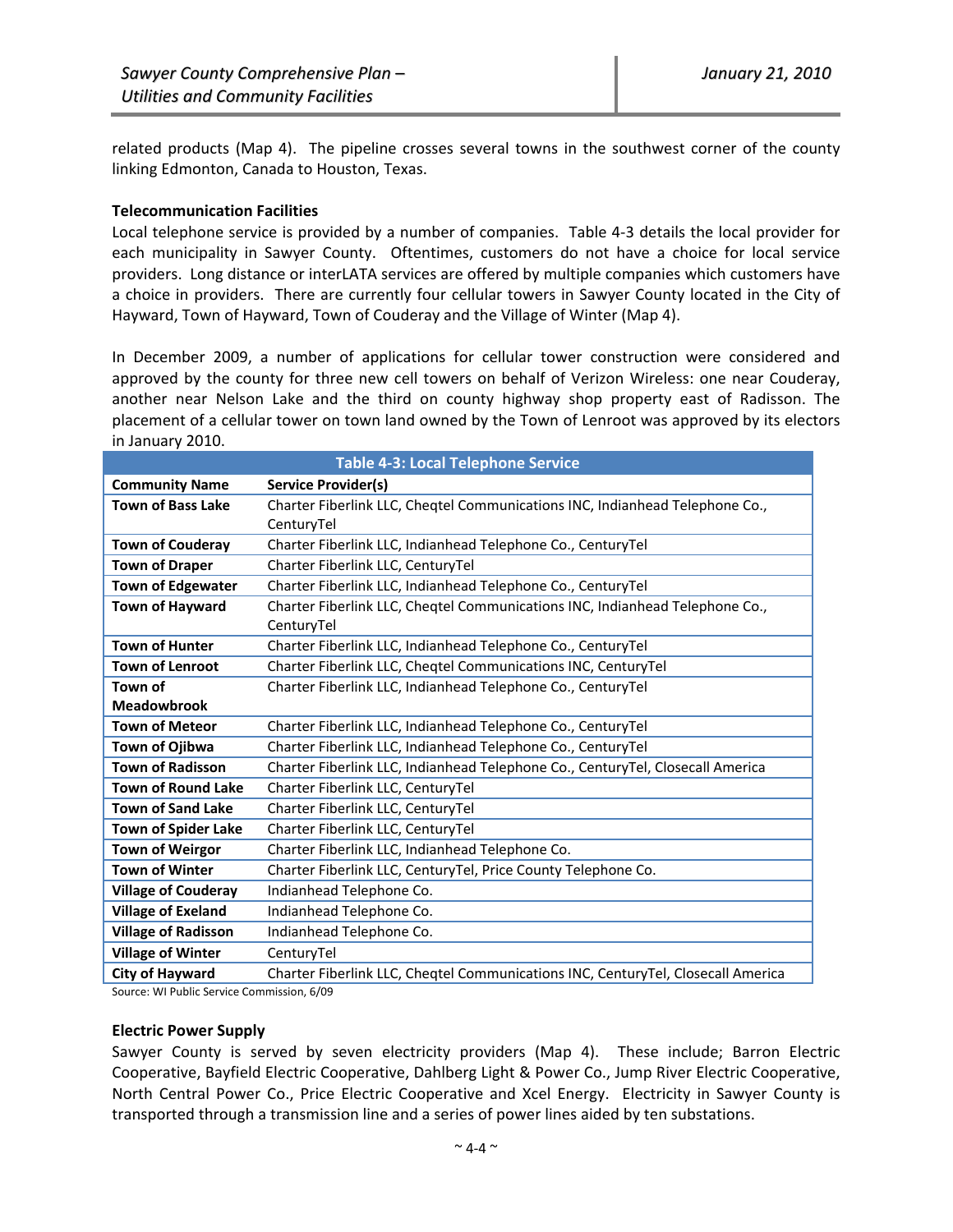related products (Map 4). The pipeline crosses several towns in the southwest corner of the county linking Edmonton, Canada to Houston, Texas.

**Telecommunication Facilities**

Local telephone service is provided by a number of companies. Table 4-3 details the local provider for each municipality in Sawyer County. Oftentimes, customers do not have a choice for local service providers. Long distance or interLATA services are offered by multiple companies which customers have a choice in providers. There are currently four cellular towers in Sawyer County located in the City of Hayward, Town of Hayward, Town of Couderay and the Village of Winter (Map 4).

In December 2009, a number of applications for cellular tower construction were considered and approved by the county for three new cell towers on behalf of Verizon Wireless: one near Couderay, another near Nelson Lake and the third on county highway shop property east of Radisson. The placement of a cellular tower on town land owned by the Town of Lenroot was approved by its electors in January 2010.

**Table 4-3: Local Telephone Service**

| Community Name | Service Provider(s) |
|---|---|
| Town of Bass Lake | Charter Fiberlink LLC, Cheqtel Communications INC, Indianhead Telephone Co., CenturyTel |
| Town of Couderay | Charter Fiberlink LLC, Indianhead Telephone Co., CenturyTel |
| Town of Draper | Charter Fiberlink LLC, CenturyTel |
| Town of Edgewater | Charter Fiberlink LLC, Indianhead Telephone Co., CenturyTel |
| Town of Hayward | Charter Fiberlink LLC, Cheqtel Communications INC, Indianhead Telephone Co., CenturyTel |
| Town of Hunter | Charter Fiberlink LLC, Indianhead Telephone Co., CenturyTel |
| Town of Lenroot | Charter Fiberlink LLC, Cheqtel Communications INC, CenturyTel |
| Town of Meadowbrook | Charter Fiberlink LLC, Indianhead Telephone Co., CenturyTel |
| Town of Meteor | Charter Fiberlink LLC, Indianhead Telephone Co., CenturyTel |
| Town of Ojibwa | Charter Fiberlink LLC, Indianhead Telephone Co., CenturyTel |
| Town of Radisson | Charter Fiberlink LLC, Indianhead Telephone Co., CenturyTel, Closecall America |
| Town of Round Lake | Charter Fiberlink LLC, CenturyTel |
| Town of Sand Lake | Charter Fiberlink LLC, CenturyTel |
| Town of Spider Lake | Charter Fiberlink LLC, CenturyTel |
| Town of Weirgor | Charter Fiberlink LLC, Indianhead Telephone Co. |
| Town of Winter | Charter Fiberlink LLC, CenturyTel, Price County Telephone Co. |
| Village of Couderay | Indianhead Telephone Co. |
| Village of Exeland | Indianhead Telephone Co. |
| Village of Radisson | Indianhead Telephone Co. |
| Village of Winter | CenturyTel |
| City of Hayward | Charter Fiberlink LLC, Cheqtel Communications INC, CenturyTel, Closecall America |

Source: WI Public Service Commission, 6/09

**Electric Power Supply**

Sawyer County is served by seven electricity providers (Map 4). These include; Barron Electric Cooperative, Bayfield Electric Cooperative, Dahlberg Light & Power Co., Jump River Electric Cooperative, North Central Power Co., Price Electric Cooperative and Xcel Energy. Electricity in Sawyer County is transported through a transmission line and a series of power lines aided by ten substations.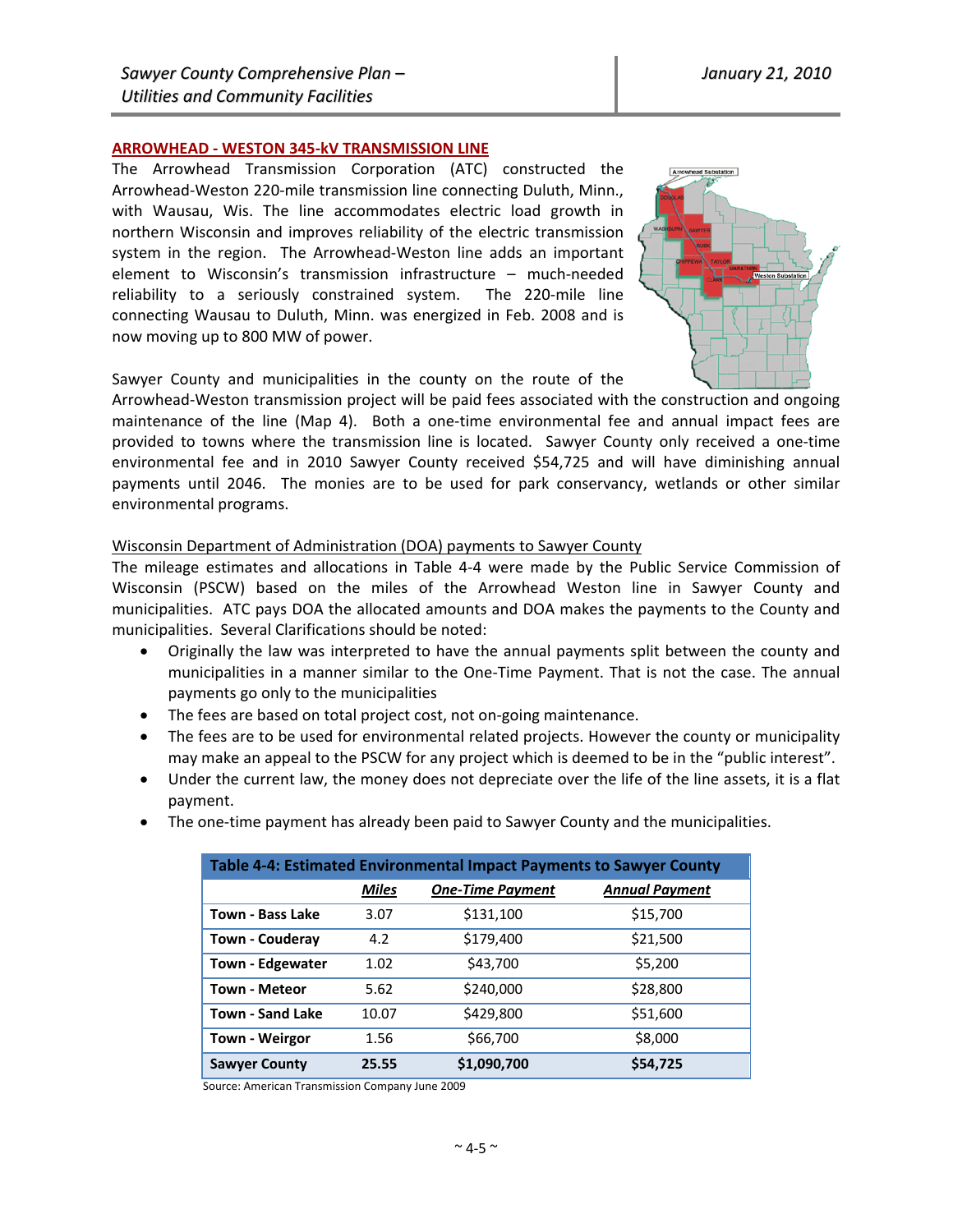## ARROWHEAD - WESTON 345-kV TRANSMISSION LINE

The Arrowhead Transmission Corporation (ATC) constructed the Arrowhead-Weston 220-mile transmission line connecting Duluth, Minn., with Wausau, Wis. The line accommodates electric load growth in northern Wisconsin and improves reliability of the electric transmission system in the region. The Arrowhead-Weston line adds an important element to Wisconsin's transmission infrastructure – much-needed reliability to a seriously constrained system. The 220-mile line connecting Wausau to Duluth, Minn. was energized in Feb. 2008 and is now moving up to 800 MW of power.

Sawyer County and municipalities in the county on the route of the Arrowhead-Weston transmission project will be paid fees associated with the construction and ongoing maintenance of the line (Map 4). Both a one-time environmental fee and annual impact fees are provided to towns where the transmission line is located. Sawyer County only received a one-time environmental fee and in 2010 Sawyer County received $54,725 and will have diminishing annual payments until 2046. The monies are to be used for park conservancy, wetlands or other similar environmental programs.

Wisconsin Department of Administration (DOA) payments to Sawyer County

The mileage estimates and allocations in Table 4-4 were made by the Public Service Commission of Wisconsin (PSCW) based on the miles of the Arrowhead Weston line in Sawyer County and municipalities. ATC pays DOA the allocated amounts and DOA makes the payments to the County and municipalities. Several Clarifications should be noted:

- Originally the law was interpreted to have the annual payments split between the county and municipalities in a manner similar to the One-Time Payment. That is not the case. The annual payments go only to the municipalities
- The fees are based on total project cost, not on-going maintenance.
- The fees are to be used for environmental related projects. However the county or municipality may make an appeal to the PSCW for any project which is deemed to be in the "public interest".
- Under the current law, the money does not depreciate over the life of the line assets, it is a flat payment.
- The one-time payment has already been paid to Sawyer County and the municipalities.

**Table 4-4: Estimated Environmental Impact Payments to Sawyer County**

| | Miles | One-Time Payment | Annual Payment |
|---|---|---|---|
| **Town - Bass Lake** | 3.07 | $131,100 | $15,700 |
| **Town - Couderay** | 4.2 | $179,400 | $21,500 |
| **Town - Edgewater** | 1.02 | $43,700 | $5,200 |
| **Town - Meteor** | 5.62 | $240,000 | $28,800 |
| **Town - Sand Lake** | 10.07 | $429,800 | $51,600 |
| **Town - Weirgor** | 1.56 | $66,700 | $8,000 |
| **Sawyer County** | **25.55** | **$1,090,700** | **$54,725** |

Source: American Transmission Company June 2009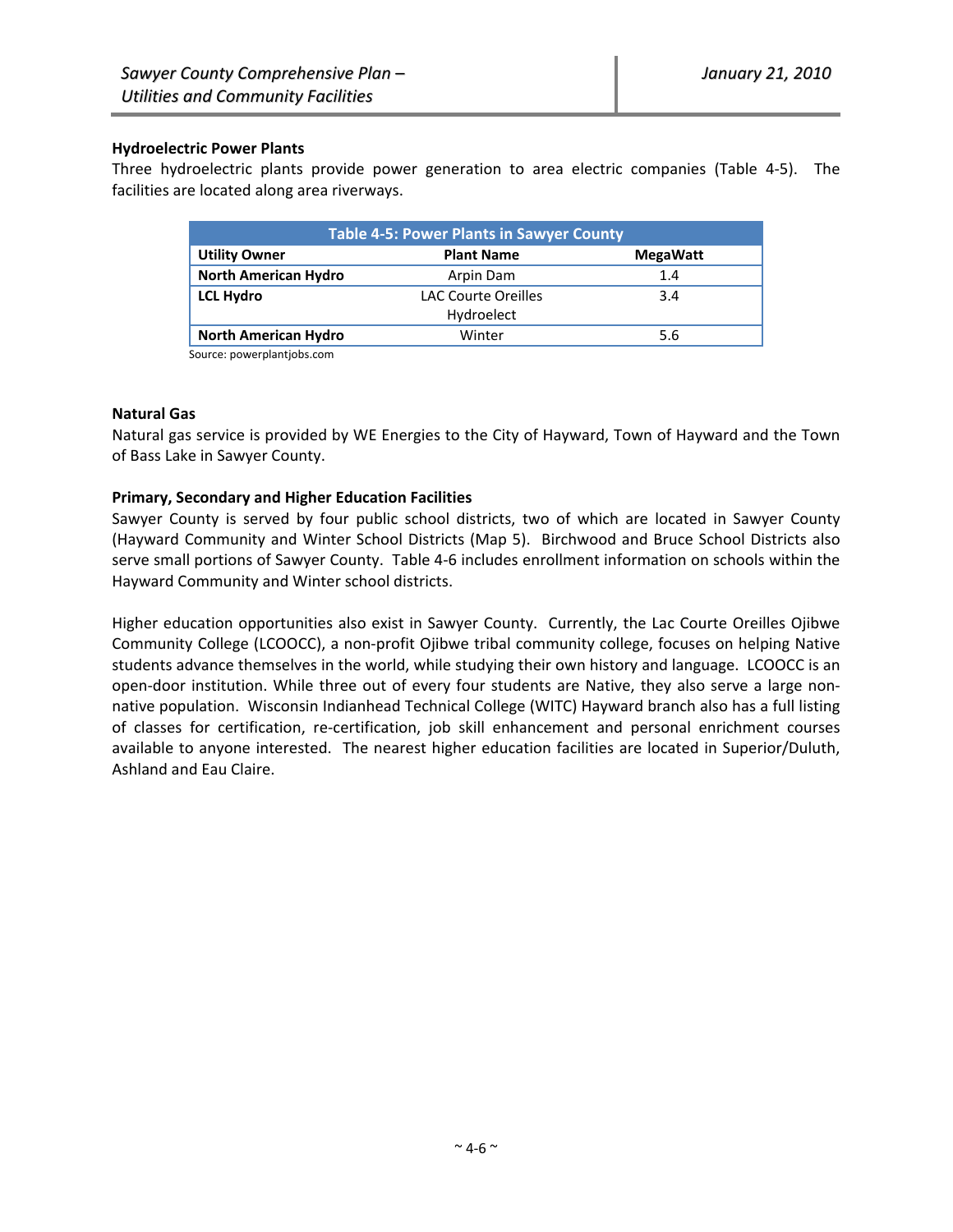### Hydroelectric Power Plants

Three hydroelectric plants provide power generation to area electric companies (Table 4-5). The facilities are located along area riverways.

| Table 4-5: Power Plants in Sawyer County | | |
|---|---|---|
| **Utility Owner** | **Plant Name** | **MegaWatt** |
| **North American Hydro** | Arpin Dam | 1.4 |
| **LCL Hydro** | LAC Courte Oreilles Hydroelect | 3.4 |
| **North American Hydro** | Winter | 5.6 |

Source: powerplantjobs.com

### Natural Gas

Natural gas service is provided by WE Energies to the City of Hayward, Town of Hayward and the Town of Bass Lake in Sawyer County.

### Primary, Secondary and Higher Education Facilities

Sawyer County is served by four public school districts, two of which are located in Sawyer County (Hayward Community and Winter School Districts (Map 5). Birchwood and Bruce School Districts also serve small portions of Sawyer County. Table 4-6 includes enrollment information on schools within the Hayward Community and Winter school districts.

Higher education opportunities also exist in Sawyer County. Currently, the Lac Courte Oreilles Ojibwe Community College (LCOOCC), a non-profit Ojibwe tribal community college, focuses on helping Native students advance themselves in the world, while studying their own history and language. LCOOCC is an open-door institution. While three out of every four students are Native, they also serve a large non-native population. Wisconsin Indianhead Technical College (WITC) Hayward branch also has a full listing of classes for certification, re-certification, job skill enhancement and personal enrichment courses available to anyone interested. The nearest higher education facilities are located in Superior/Duluth, Ashland and Eau Claire.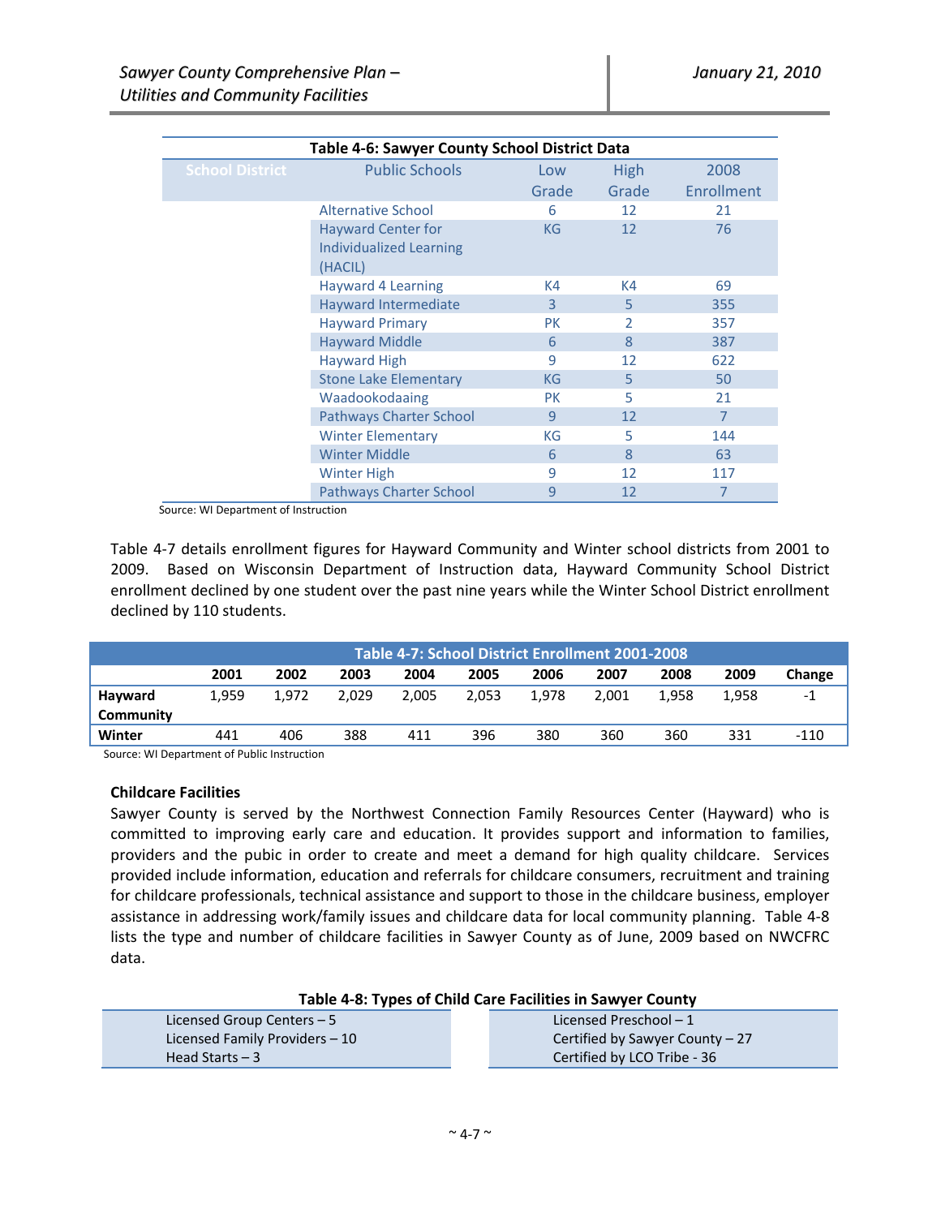**Table 4-6: Sawyer County School District Data**

| School District | Public Schools | Low Grade | High Grade | 2008 Enrollment |
|---|---|---|---|---|
| | Alternative School | 6 | 12 | 21 |
| | Hayward Center for Individualized Learning (HACIL) | KG | 12 | 76 |
| | Hayward 4 Learning | K4 | K4 | 69 |
| | Hayward Intermediate | 3 | 5 | 355 |
| | Hayward Primary | PK | 2 | 357 |
| | Hayward Middle | 6 | 8 | 387 |
| | Hayward High | 9 | 12 | 622 |
| | Stone Lake Elementary | KG | 5 | 50 |
| | Waadookodaaing | PK | 5 | 21 |
| | Pathways Charter School | 9 | 12 | 7 |
| | Winter Elementary | KG | 5 | 144 |
| | Winter Middle | 6 | 8 | 63 |
| | Winter High | 9 | 12 | 117 |
| | Pathways Charter School | 9 | 12 | 7 |

Source: WI Department of Instruction

Table 4-7 details enrollment figures for Hayward Community and Winter school districts from 2001 to 2009. Based on Wisconsin Department of Instruction data, Hayward Community School District enrollment declined by one student over the past nine years while the Winter School District enrollment declined by 110 students.

**Table 4-7: School District Enrollment 2001-2008**

| | 2001 | 2002 | 2003 | 2004 | 2005 | 2006 | 2007 | 2008 | 2009 | Change |
|---|---|---|---|---|---|---|---|---|---|---|
| **Hayward Community** | 1,959 | 1,972 | 2,029 | 2,005 | 2,053 | 1,978 | 2,001 | 1,958 | 1,958 | -1 |
| **Winter** | 441 | 406 | 388 | 411 | 396 | 380 | 360 | 360 | 331 | -110 |

Source: WI Department of Public Instruction

### Childcare Facilities

Sawyer County is served by the Northwest Connection Family Resources Center (Hayward) who is committed to improving early care and education. It provides support and information to families, providers and the pubic in order to create and meet a demand for high quality childcare. Services provided include information, education and referrals for childcare consumers, recruitment and training for childcare professionals, technical assistance and support to those in the childcare business, employer assistance in addressing work/family issues and childcare data for local community planning. Table 4-8 lists the type and number of childcare facilities in Sawyer County as of June, 2009 based on NWCFRC data.

**Table 4-8: Types of Child Care Facilities in Sawyer County**

| | |
|---|---|
| Licensed Group Centers – 5 | Licensed Preschool – 1 |
| Licensed Family Providers – 10 | Certified by Sawyer County – 27 |
| Head Starts – 3 | Certified by LCO Tribe - 36 |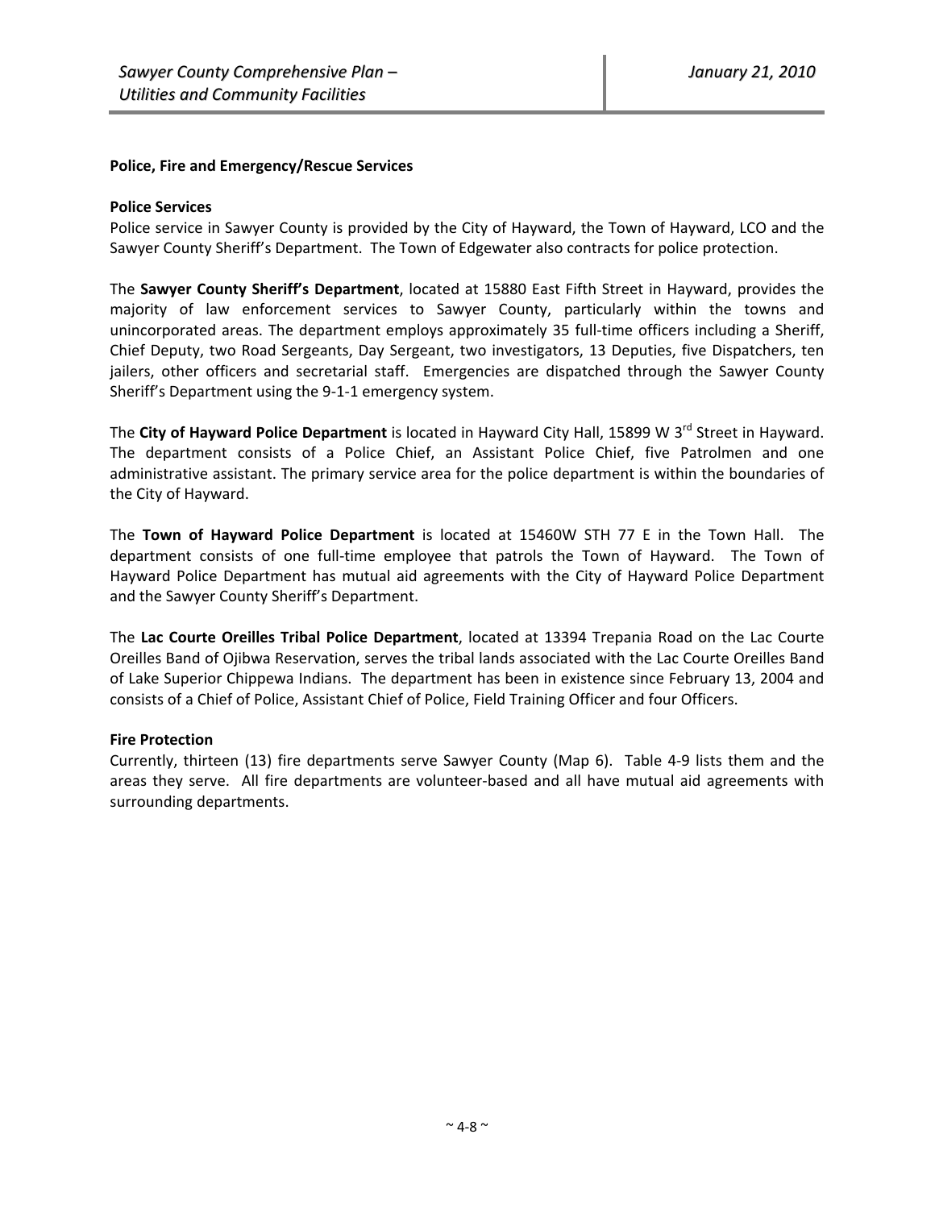**Police, Fire and Emergency/Rescue Services**

**Police Services**

Police service in Sawyer County is provided by the City of Hayward, the Town of Hayward, LCO and the Sawyer County Sheriff's Department. The Town of Edgewater also contracts for police protection.

The **Sawyer County Sheriff's Department**, located at 15880 East Fifth Street in Hayward, provides the majority of law enforcement services to Sawyer County, particularly within the towns and unincorporated areas. The department employs approximately 35 full-time officers including a Sheriff, Chief Deputy, two Road Sergeants, Day Sergeant, two investigators, 13 Deputies, five Dispatchers, ten jailers, other officers and secretarial staff. Emergencies are dispatched through the Sawyer County Sheriff's Department using the 9-1-1 emergency system.

The **City of Hayward Police Department** is located in Hayward City Hall, 15899 W 3rd Street in Hayward. The department consists of a Police Chief, an Assistant Police Chief, five Patrolmen and one administrative assistant. The primary service area for the police department is within the boundaries of the City of Hayward.

The **Town of Hayward Police Department** is located at 15460W STH 77 E in the Town Hall. The department consists of one full-time employee that patrols the Town of Hayward. The Town of Hayward Police Department has mutual aid agreements with the City of Hayward Police Department and the Sawyer County Sheriff's Department.

The **Lac Courte Oreilles Tribal Police Department**, located at 13394 Trepania Road on the Lac Courte Oreilles Band of Ojibwa Reservation, serves the tribal lands associated with the Lac Courte Oreilles Band of Lake Superior Chippewa Indians. The department has been in existence since February 13, 2004 and consists of a Chief of Police, Assistant Chief of Police, Field Training Officer and four Officers.

**Fire Protection**

Currently, thirteen (13) fire departments serve Sawyer County (Map 6). Table 4-9 lists them and the areas they serve. All fire departments are volunteer-based and all have mutual aid agreements with surrounding departments.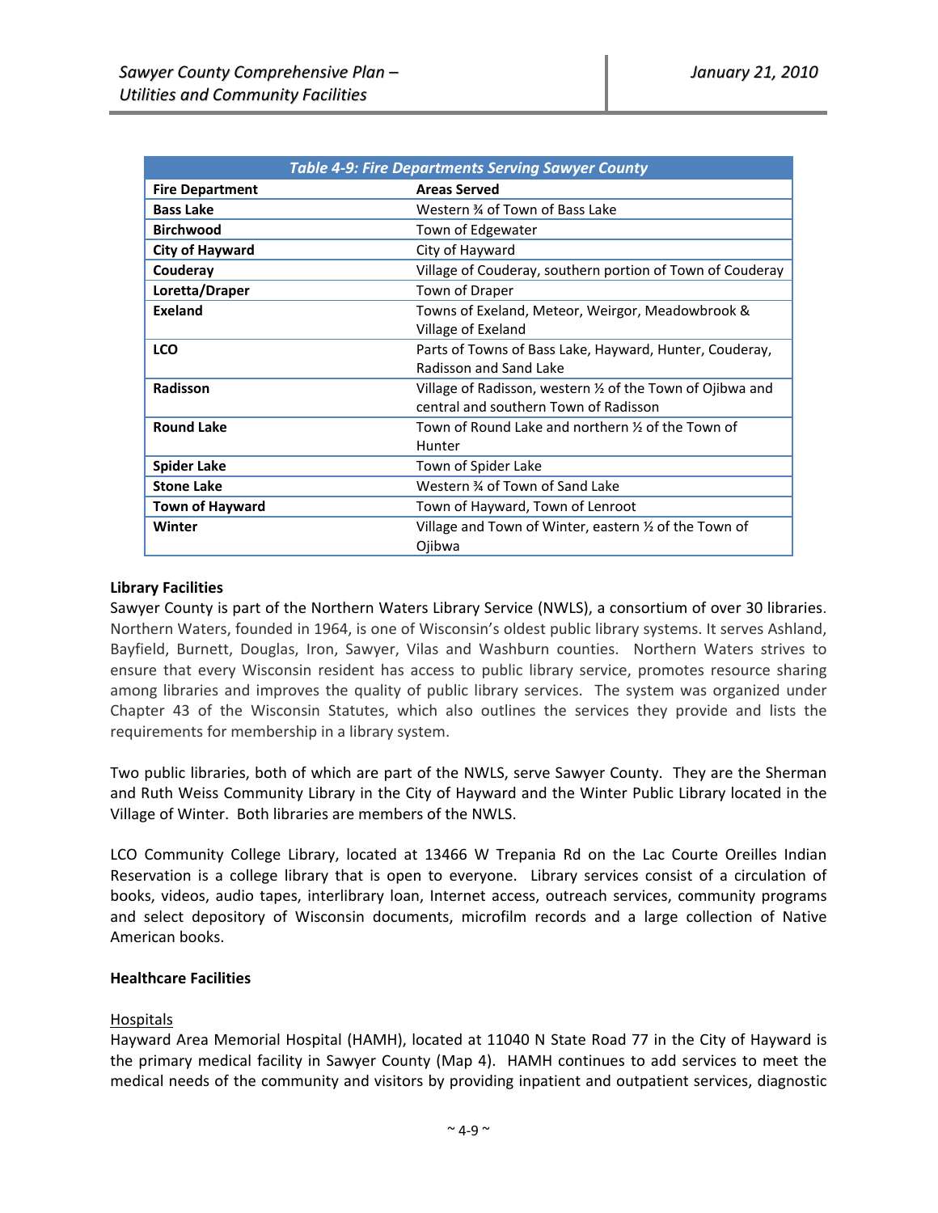| *Table 4-9: Fire Departments Serving Sawyer County* | |
|---|---|
| **Fire Department** | **Areas Served** |
| **Bass Lake** | Western ¾ of Town of Bass Lake |
| **Birchwood** | Town of Edgewater |
| **City of Hayward** | City of Hayward |
| **Couderay** | Village of Couderay, southern portion of Town of Couderay |
| **Loretta/Draper** | Town of Draper |
| **Exeland** | Towns of Exeland, Meteor, Weirgor, Meadowbrook & Village of Exeland |
| **LCO** | Parts of Towns of Bass Lake, Hayward, Hunter, Couderay, Radisson and Sand Lake |
| **Radisson** | Village of Radisson, western ½ of the Town of Ojibwa and central and southern Town of Radisson |
| **Round Lake** | Town of Round Lake and northern ½ of the Town of Hunter |
| **Spider Lake** | Town of Spider Lake |
| **Stone Lake** | Western ¾ of Town of Sand Lake |
| **Town of Hayward** | Town of Hayward, Town of Lenroot |
| **Winter** | Village and Town of Winter, eastern ½ of the Town of Ojibwa |

**Library Facilities**

Sawyer County is part of the Northern Waters Library Service (NWLS), a consortium of over 30 libraries. Northern Waters, founded in 1964, is one of Wisconsin's oldest public library systems. It serves Ashland, Bayfield, Burnett, Douglas, Iron, Sawyer, Vilas and Washburn counties. Northern Waters strives to ensure that every Wisconsin resident has access to public library service, promotes resource sharing among libraries and improves the quality of public library services. The system was organized under Chapter 43 of the Wisconsin Statutes, which also outlines the services they provide and lists the requirements for membership in a library system.

Two public libraries, both of which are part of the NWLS, serve Sawyer County. They are the Sherman and Ruth Weiss Community Library in the City of Hayward and the Winter Public Library located in the Village of Winter. Both libraries are members of the NWLS.

LCO Community College Library, located at 13466 W Trepania Rd on the Lac Courte Oreilles Indian Reservation is a college library that is open to everyone. Library services consist of a circulation of books, videos, audio tapes, interlibrary loan, Internet access, outreach services, community programs and select depository of Wisconsin documents, microfilm records and a large collection of Native American books.

**Healthcare Facilities**

Hospitals

Hayward Area Memorial Hospital (HAMH), located at 11040 N State Road 77 in the City of Hayward is the primary medical facility in Sawyer County (Map 4). HAMH continues to add services to meet the medical needs of the community and visitors by providing inpatient and outpatient services, diagnostic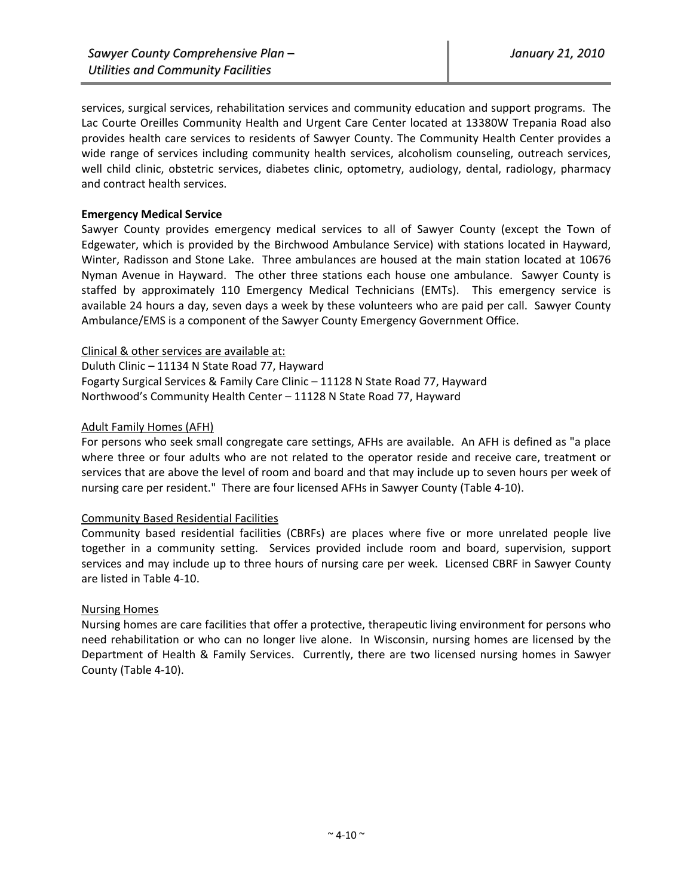services, surgical services, rehabilitation services and community education and support programs. The Lac Courte Oreilles Community Health and Urgent Care Center located at 13380W Trepania Road also provides health care services to residents of Sawyer County. The Community Health Center provides a wide range of services including community health services, alcoholism counseling, outreach services, well child clinic, obstetric services, diabetes clinic, optometry, audiology, dental, radiology, pharmacy and contract health services.

**Emergency Medical Service**

Sawyer County provides emergency medical services to all of Sawyer County (except the Town of Edgewater, which is provided by the Birchwood Ambulance Service) with stations located in Hayward, Winter, Radisson and Stone Lake. Three ambulances are housed at the main station located at 10676 Nyman Avenue in Hayward. The other three stations each house one ambulance. Sawyer County is staffed by approximately 110 Emergency Medical Technicians (EMTs). This emergency service is available 24 hours a day, seven days a week by these volunteers who are paid per call. Sawyer County Ambulance/EMS is a component of the Sawyer County Emergency Government Office.

Clinical & other services are available at:
Duluth Clinic – 11134 N State Road 77, Hayward
Fogarty Surgical Services & Family Care Clinic – 11128 N State Road 77, Hayward
Northwood's Community Health Center – 11128 N State Road 77, Hayward

Adult Family Homes (AFH)

For persons who seek small congregate care settings, AFHs are available. An AFH is defined as "a place where three or four adults who are not related to the operator reside and receive care, treatment or services that are above the level of room and board and that may include up to seven hours per week of nursing care per resident." There are four licensed AFHs in Sawyer County (Table 4-10).

Community Based Residential Facilities

Community based residential facilities (CBRFs) are places where five or more unrelated people live together in a community setting. Services provided include room and board, supervision, support services and may include up to three hours of nursing care per week. Licensed CBRF in Sawyer County are listed in Table 4-10.

Nursing Homes

Nursing homes are care facilities that offer a protective, therapeutic living environment for persons who need rehabilitation or who can no longer live alone. In Wisconsin, nursing homes are licensed by the Department of Health & Family Services. Currently, there are two licensed nursing homes in Sawyer County (Table 4-10).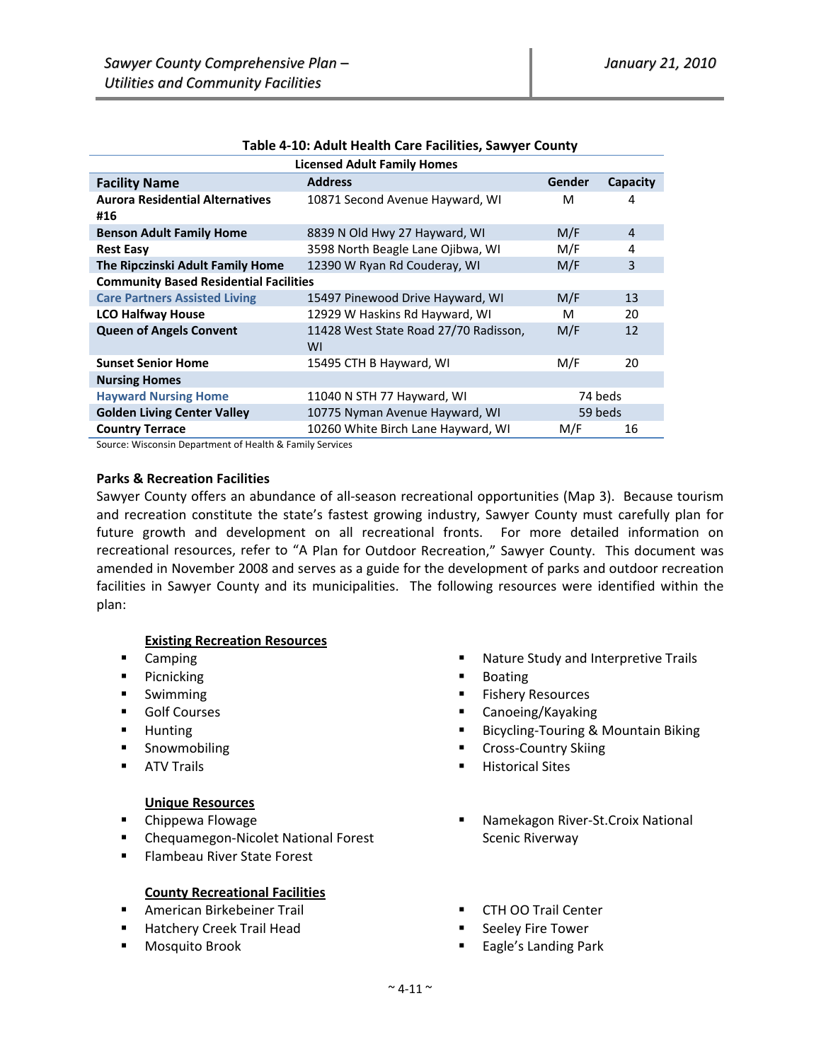**Table 4-10: Adult Health Care Facilities, Sawyer County**

| Facility Name | Address | Gender | Capacity |
|---|---|---|---|
| **Licensed Adult Family Homes** | | | |
| **Aurora Residential Alternatives #16** | 10871 Second Avenue Hayward, WI | M | 4 |
| **Benson Adult Family Home** | 8839 N Old Hwy 27 Hayward, WI | M/F | 4 |
| **Rest Easy** | 3598 North Beagle Lane Ojibwa, WI | M/F | 4 |
| **The Ripczinski Adult Family Home** | 12390 W Ryan Rd Couderay, WI | M/F | 3 |
| **Community Based Residential Facilities** | | | |
| **Care Partners Assisted Living** | 15497 Pinewood Drive Hayward, WI | M/F | 13 |
| **LCO Halfway House** | 12929 W Haskins Rd Hayward, WI | M | 20 |
| **Queen of Angels Convent** | 11428 West State Road 27/70 Radisson, WI | M/F | 12 |
| **Sunset Senior Home** | 15495 CTH B Hayward, WI | M/F | 20 |
| **Nursing Homes** | | | |
| **Hayward Nursing Home** | 11040 N STH 77 Hayward, WI | 74 beds | |
| **Golden Living Center Valley** | 10775 Nyman Avenue Hayward, WI | 59 beds | |
| **Country Terrace** | 10260 White Birch Lane Hayward, WI | M/F | 16 |

Source: Wisconsin Department of Health & Family Services

### Parks & Recreation Facilities

Sawyer County offers an abundance of all-season recreational opportunities (Map 3). Because tourism and recreation constitute the state's fastest growing industry, Sawyer County must carefully plan for future growth and development on all recreational fronts. For more detailed information on recreational resources, refer to "A Plan for Outdoor Recreation," Sawyer County. This document was amended in November 2008 and serves as a guide for the development of parks and outdoor recreation facilities in Sawyer County and its municipalities. The following resources were identified within the plan:

**Existing Recreation Resources**

- Camping
- Picnicking
- Swimming
- Golf Courses
- Hunting
- Snowmobiling
- ATV Trails
- Nature Study and Interpretive Trails
- Boating
- Fishery Resources
- Canoeing/Kayaking
- Bicycling-Touring & Mountain Biking
- Cross-Country Skiing
- Historical Sites

**Unique Resources**

- Chippewa Flowage
- Chequamegon-Nicolet National Forest
- Flambeau River State Forest
- Namekagon River-St.Croix National Scenic Riverway

**County Recreational Facilities**

- American Birkebeiner Trail
- Hatchery Creek Trail Head
- Mosquito Brook
- CTH OO Trail Center
- Seeley Fire Tower
- Eagle's Landing Park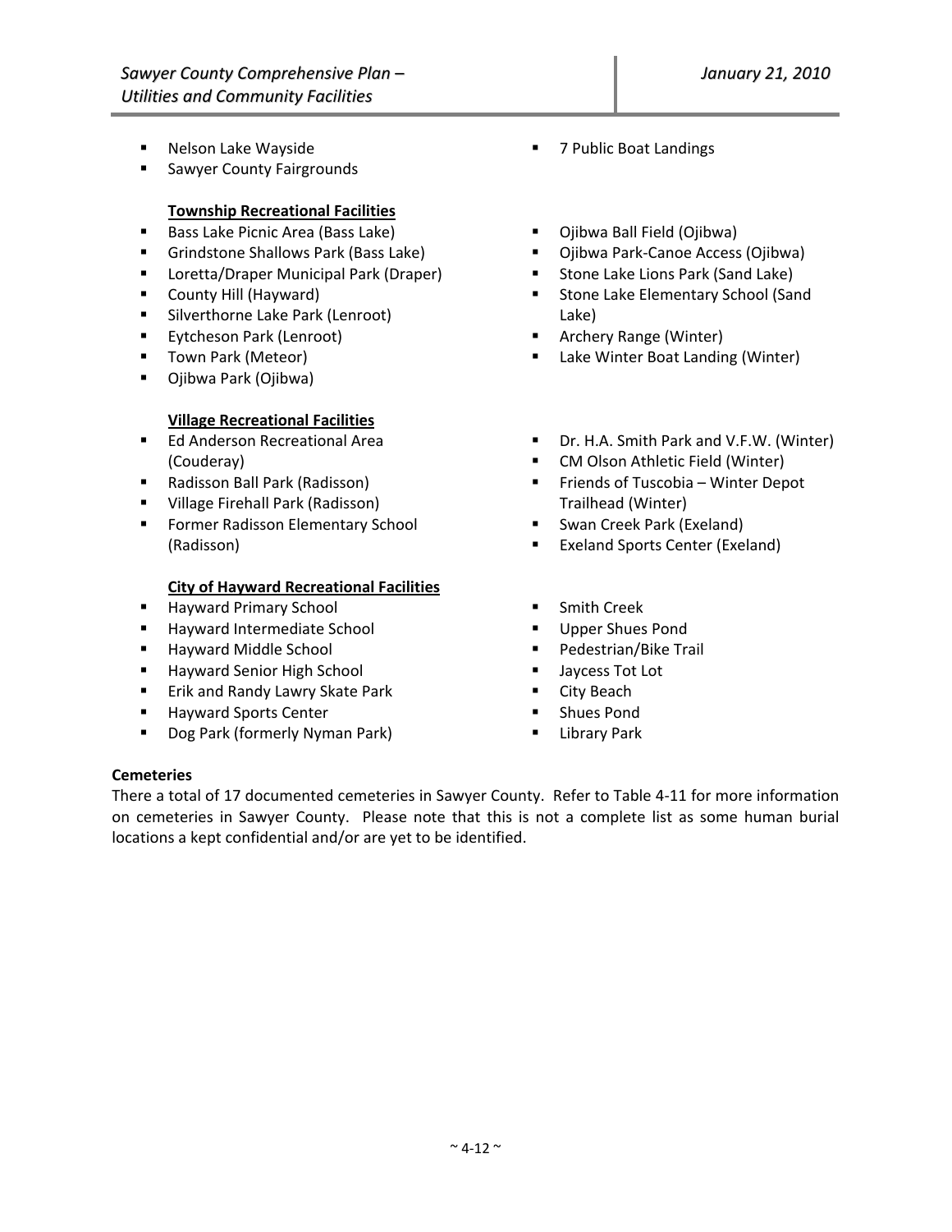- Nelson Lake Wayside
- Sawyer County Fairgrounds
- 7 Public Boat Landings

**Township Recreational Facilities**

- Bass Lake Picnic Area (Bass Lake)
- Grindstone Shallows Park (Bass Lake)
- Loretta/Draper Municipal Park (Draper)
- County Hill (Hayward)
- Silverthorne Lake Park (Lenroot)
- Eytcheson Park (Lenroot)
- Town Park (Meteor)
- Ojibwa Park (Ojibwa)
- Ojibwa Ball Field (Ojibwa)
- Ojibwa Park-Canoe Access (Ojibwa)
- Stone Lake Lions Park (Sand Lake)
- Stone Lake Elementary School (Sand Lake)
- Archery Range (Winter)
- Lake Winter Boat Landing (Winter)

**Village Recreational Facilities**

- Ed Anderson Recreational Area (Couderay)
- Radisson Ball Park (Radisson)
- Village Firehall Park (Radisson)
- Former Radisson Elementary School (Radisson)
- Dr. H.A. Smith Park and V.F.W. (Winter)
- CM Olson Athletic Field (Winter)
- Friends of Tuscobia – Winter Depot Trailhead (Winter)
- Swan Creek Park (Exeland)
- Exeland Sports Center (Exeland)

**City of Hayward Recreational Facilities**

- Hayward Primary School
- Hayward Intermediate School
- Hayward Middle School
- Hayward Senior High School
- Erik and Randy Lawry Skate Park
- Hayward Sports Center
- Dog Park (formerly Nyman Park)
- Smith Creek
- Upper Shues Pond
- Pedestrian/Bike Trail
- Jaycess Tot Lot
- City Beach
- Shues Pond
- Library Park

**Cemeteries**

There a total of 17 documented cemeteries in Sawyer County. Refer to Table 4-11 for more information on cemeteries in Sawyer County. Please note that this is not a complete list as some human burial locations a kept confidential and/or are yet to be identified.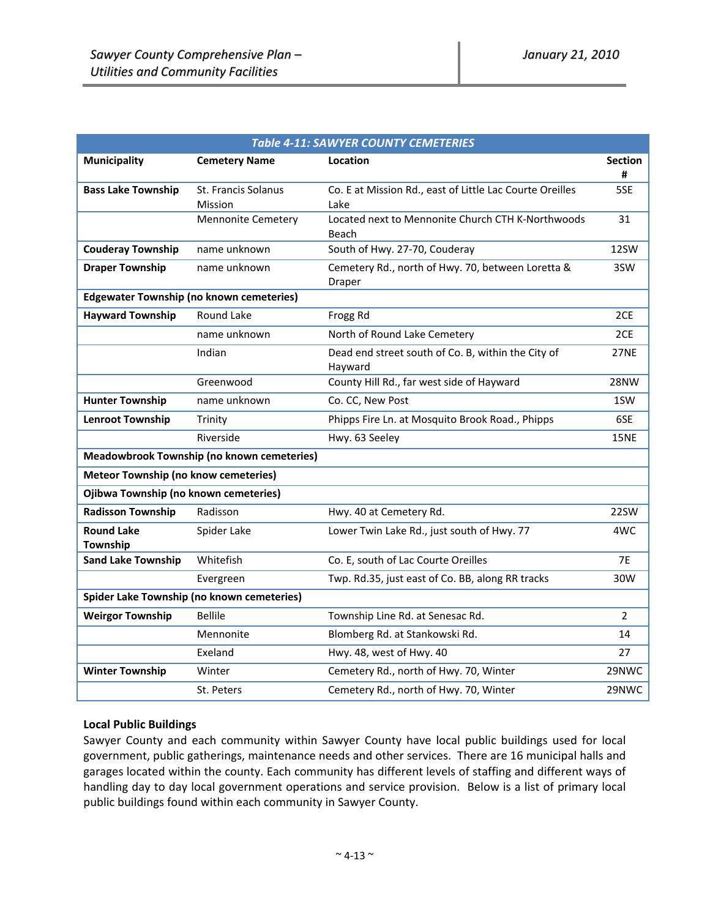**Table 4-11: SAWYER COUNTY CEMETERIES**

| Municipality | Cemetery Name | Location | Section # |
|---|---|---|---|
| **Bass Lake Township** | St. Francis Solanus Mission | Co. E at Mission Rd., east of Little Lac Courte Oreilles Lake | 5SE |
| | Mennonite Cemetery | Located next to Mennonite Church CTH K-Northwoods Beach | 31 |
| **Couderay Township** | name unknown | South of Hwy. 27-70, Couderay | 12SW |
| **Draper Township** | name unknown | Cemetery Rd., north of Hwy. 70, between Loretta & Draper | 3SW |
| **Edgewater Township (no known cemeteries)** | | | |
| **Hayward Township** | Round Lake | Frogg Rd | 2CE |
| | name unknown | North of Round Lake Cemetery | 2CE |
| | Indian | Dead end street south of Co. B, within the City of Hayward | 27NE |
| | Greenwood | County Hill Rd., far west side of Hayward | 28NW |
| **Hunter Township** | name unknown | Co. CC, New Post | 1SW |
| **Lenroot Township** | Trinity | Phipps Fire Ln. at Mosquito Brook Road., Phipps | 6SE |
| | Riverside | Hwy. 63 Seeley | 15NE |
| **Meadowbrook Township (no known cemeteries)** | | | |
| **Meteor Township (no know cemeteries)** | | | |
| **Ojibwa Township (no known cemeteries)** | | | |
| **Radisson Township** | Radisson | Hwy. 40 at Cemetery Rd. | 22SW |
| **Round Lake Township** | Spider Lake | Lower Twin Lake Rd., just south of Hwy. 77 | 4WC |
| **Sand Lake Township** | Whitefish | Co. E, south of Lac Courte Oreilles | 7E |
| | Evergreen | Twp. Rd.35, just east of Co. BB, along RR tracks | 30W |
| **Spider Lake Township (no known cemeteries)** | | | |
| **Weirgor Township** | Bellile | Township Line Rd. at Senesac Rd. | 2 |
| | Mennonite | Blomberg Rd. at Stankowski Rd. | 14 |
| | Exeland | Hwy. 48, west of Hwy. 40 | 27 |
| **Winter Township** | Winter | Cemetery Rd., north of Hwy. 70, Winter | 29NWC |
| | St. Peters | Cemetery Rd., north of Hwy. 70, Winter | 29NWC |

**Local Public Buildings**

Sawyer County and each community within Sawyer County have local public buildings used for local government, public gatherings, maintenance needs and other services. There are 16 municipal halls and garages located within the county. Each community has different levels of staffing and different ways of handling day to day local government operations and service provision. Below is a list of primary local public buildings found within each community in Sawyer County.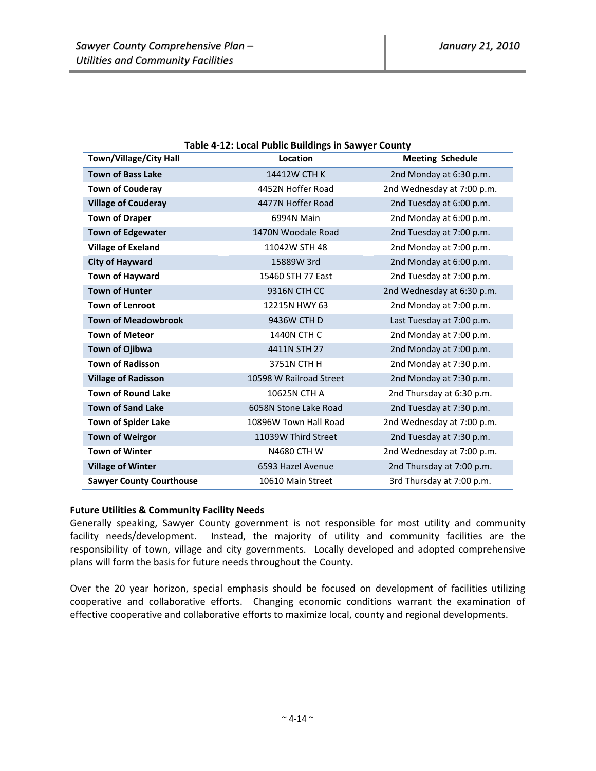**Table 4-12: Local Public Buildings in Sawyer County**

| Town/Village/City Hall | Location | Meeting Schedule |
|---|---|---|
| **Town of Bass Lake** | 14412W CTH K | 2nd Monday at 6:30 p.m. |
| **Town of Couderay** | 4452N Hoffer Road | 2nd Wednesday at 7:00 p.m. |
| **Village of Couderay** | 4477N Hoffer Road | 2nd Tuesday at 6:00 p.m. |
| **Town of Draper** | 6994N Main | 2nd Monday at 6:00 p.m. |
| **Town of Edgewater** | 1470N Woodale Road | 2nd Tuesday at 7:00 p.m. |
| **Village of Exeland** | 11042W STH 48 | 2nd Monday at 7:00 p.m. |
| **City of Hayward** | 15889W 3rd | 2nd Monday at 6:00 p.m. |
| **Town of Hayward** | 15460 STH 77 East | 2nd Tuesday at 7:00 p.m. |
| **Town of Hunter** | 9316N CTH CC | 2nd Wednesday at 6:30 p.m. |
| **Town of Lenroot** | 12215N HWY 63 | 2nd Monday at 7:00 p.m. |
| **Town of Meadowbrook** | 9436W CTH D | Last Tuesday at 7:00 p.m. |
| **Town of Meteor** | 1440N CTH C | 2nd Monday at 7:00 p.m. |
| **Town of Ojibwa** | 4411N STH 27 | 2nd Monday at 7:00 p.m. |
| **Town of Radisson** | 3751N CTH H | 2nd Monday at 7:30 p.m. |
| **Village of Radisson** | 10598 W Railroad Street | 2nd Monday at 7:30 p.m. |
| **Town of Round Lake** | 10625N CTH A | 2nd Thursday at 6:30 p.m. |
| **Town of Sand Lake** | 6058N Stone Lake Road | 2nd Tuesday at 7:30 p.m. |
| **Town of Spider Lake** | 10896W Town Hall Road | 2nd Wednesday at 7:00 p.m. |
| **Town of Weirgor** | 11039W Third Street | 2nd Tuesday at 7:30 p.m. |
| **Town of Winter** | N4680 CTH W | 2nd Wednesday at 7:00 p.m. |
| **Village of Winter** | 6593 Hazel Avenue | 2nd Thursday at 7:00 p.m. |
| **Sawyer County Courthouse** | 10610 Main Street | 3rd Thursday at 7:00 p.m. |

**Future Utilities & Community Facility Needs**

Generally speaking, Sawyer County government is not responsible for most utility and community facility needs/development. Instead, the majority of utility and community facilities are the responsibility of town, village and city governments. Locally developed and adopted comprehensive plans will form the basis for future needs throughout the County.

Over the 20 year horizon, special emphasis should be focused on development of facilities utilizing cooperative and collaborative efforts. Changing economic conditions warrant the examination of effective cooperative and collaborative efforts to maximize local, county and regional developments.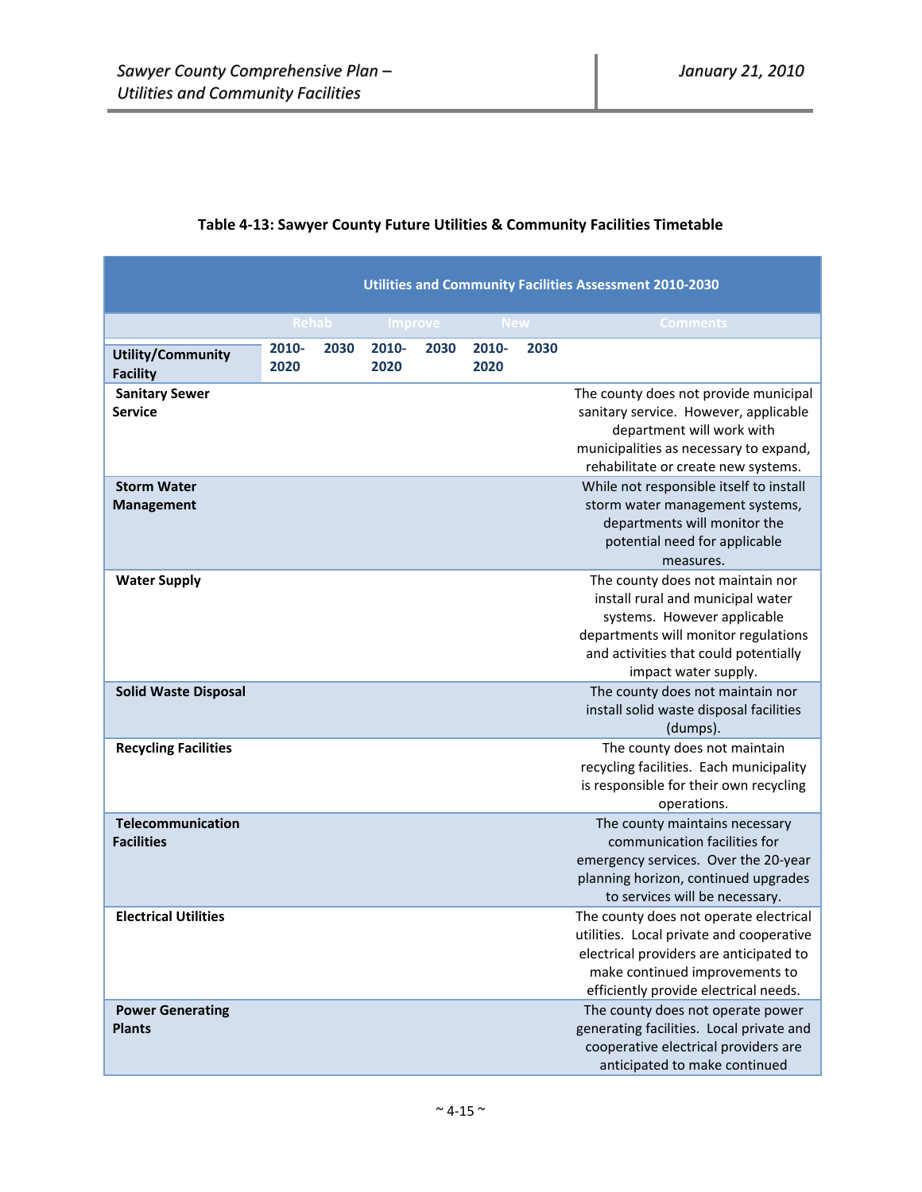**Table 4-13: Sawyer County Future Utilities & Community Facilities Timetable**

| Utilities and Community Facilities Assessment 2010-2030 | | | | | | | |
|---|---|---|---|---|---|---|---|
| | Rehab | | Improve | | New | | Comments |
| **Utility/Community Facility** | **2010-2020** | **2030** | **2010-2020** | **2030** | **2010-2020** | **2030** | |
| **Sanitary Sewer Service** | | | | | | | The county does not provide municipal sanitary service. However, applicable department will work with municipalities as necessary to expand, rehabilitate or create new systems. |
| **Storm Water Management** | | | | | | | While not responsible itself to install storm water management systems, departments will monitor the potential need for applicable measures. |
| **Water Supply** | | | | | | | The county does not maintain nor install rural and municipal water systems. However applicable departments will monitor regulations and activities that could potentially impact water supply. |
| **Solid Waste Disposal** | | | | | | | The county does not maintain nor install solid waste disposal facilities (dumps). |
| **Recycling Facilities** | | | | | | | The county does not maintain recycling facilities. Each municipality is responsible for their own recycling operations. |
| **Telecommunication Facilities** | | | | | | | The county maintains necessary communication facilities for emergency services. Over the 20-year planning horizon, continued upgrades to services will be necessary. |
| **Electrical Utilities** | | | | | | | The county does not operate electrical utilities. Local private and cooperative electrical providers are anticipated to make continued improvements to efficiently provide electrical needs. |
| **Power Generating Plants** | | | | | | | The county does not operate power generating facilities. Local private and cooperative electrical providers are anticipated to make continued |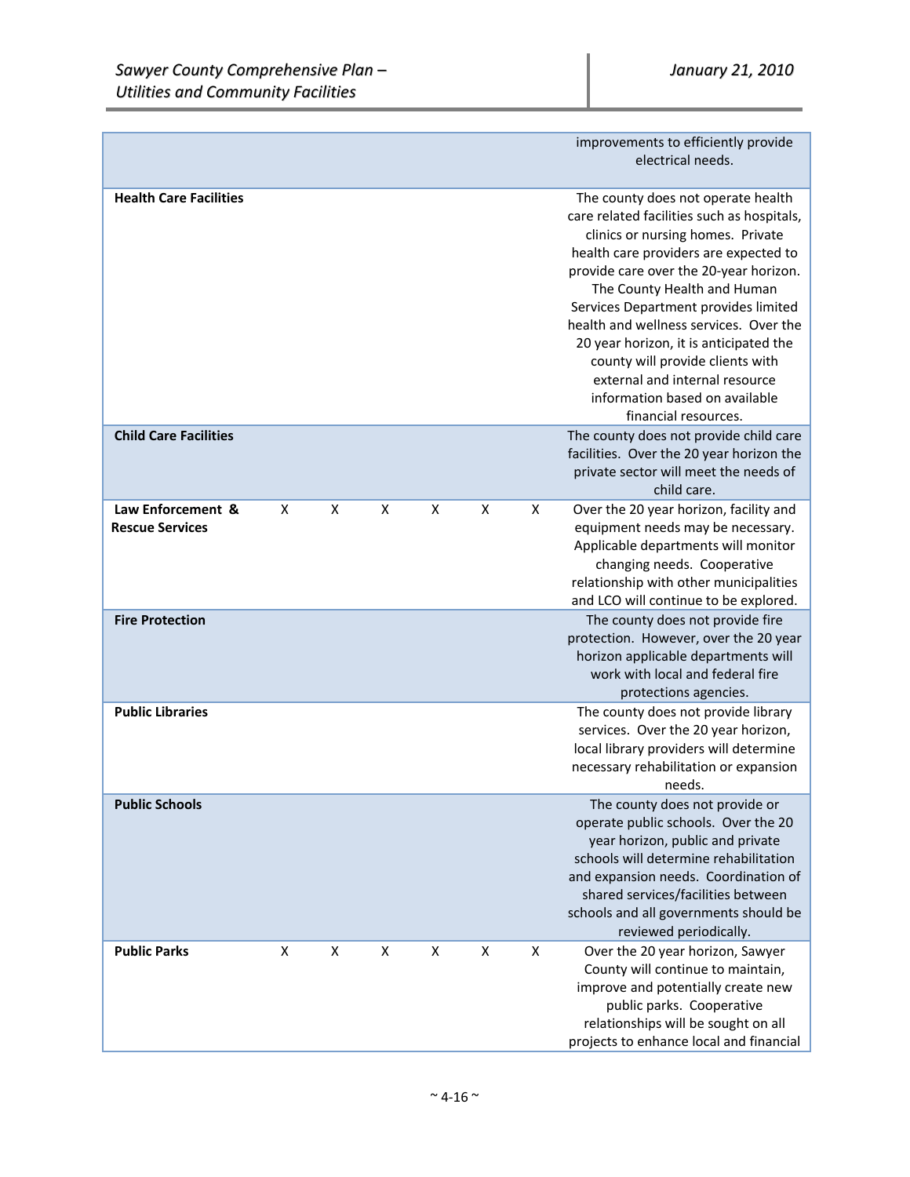| | | | | | | | |
|---|---|---|---|---|---|---|---|
| | | | | | | | improvements to efficiently provide electrical needs. |
| **Health Care Facilities** | | | | | | | The county does not operate health care related facilities such as hospitals, clinics or nursing homes. Private health care providers are expected to provide care over the 20-year horizon. The County Health and Human Services Department provides limited health and wellness services. Over the 20 year horizon, it is anticipated the county will provide clients with external and internal resource information based on available financial resources. |
| **Child Care Facilities** | | | | | | | The county does not provide child care facilities. Over the 20 year horizon the private sector will meet the needs of child care. |
| **Law Enforcement & Rescue Services** | X | X | X | X | X | X | Over the 20 year horizon, facility and equipment needs may be necessary. Applicable departments will monitor changing needs. Cooperative relationship with other municipalities and LCO will continue to be explored. |
| **Fire Protection** | | | | | | | The county does not provide fire protection. However, over the 20 year horizon applicable departments will work with local and federal fire protections agencies. |
| **Public Libraries** | | | | | | | The county does not provide library services. Over the 20 year horizon, local library providers will determine necessary rehabilitation or expansion needs. |
| **Public Schools** | | | | | | | The county does not provide or operate public schools. Over the 20 year horizon, public and private schools will determine rehabilitation and expansion needs. Coordination of shared services/facilities between schools and all governments should be reviewed periodically. |
| **Public Parks** | X | X | X | X | X | X | Over the 20 year horizon, Sawyer County will continue to maintain, improve and potentially create new public parks. Cooperative relationships will be sought on all projects to enhance local and financial |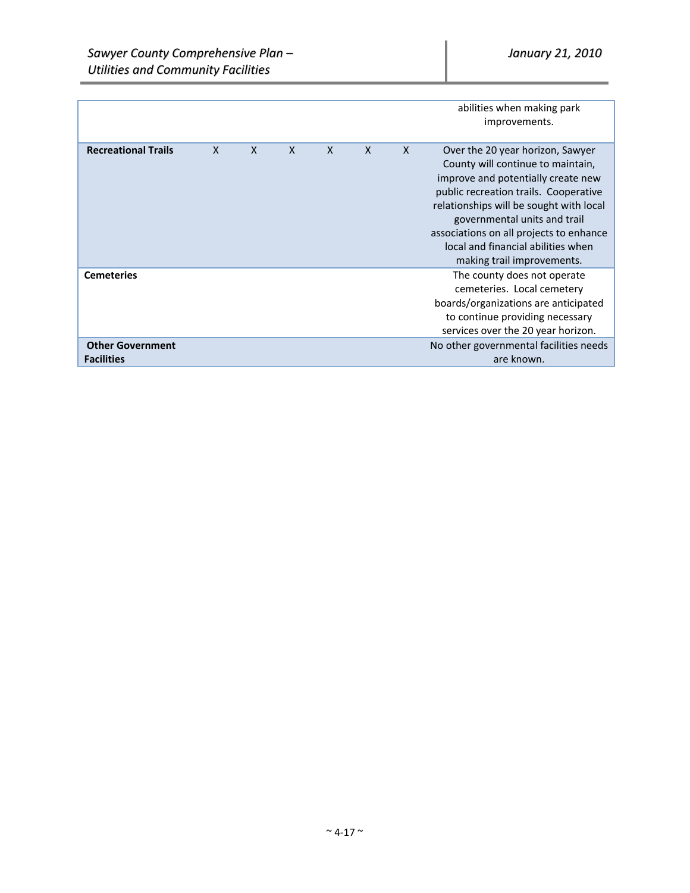| | | | | | | | |
|---|---|---|---|---|---|---|---|
| | | | | | | | abilities when making park improvements. |
| **Recreational Trails** | X | X | X | X | X | X | Over the 20 year horizon, Sawyer County will continue to maintain, improve and potentially create new public recreation trails. Cooperative relationships will be sought with local governmental units and trail associations on all projects to enhance local and financial abilities when making trail improvements. |
| **Cemeteries** | | | | | | | The county does not operate cemeteries. Local cemetery boards/organizations are anticipated to continue providing necessary services over the 20 year horizon. |
| **Other Government Facilities** | | | | | | | No other governmental facilities needs are known. |